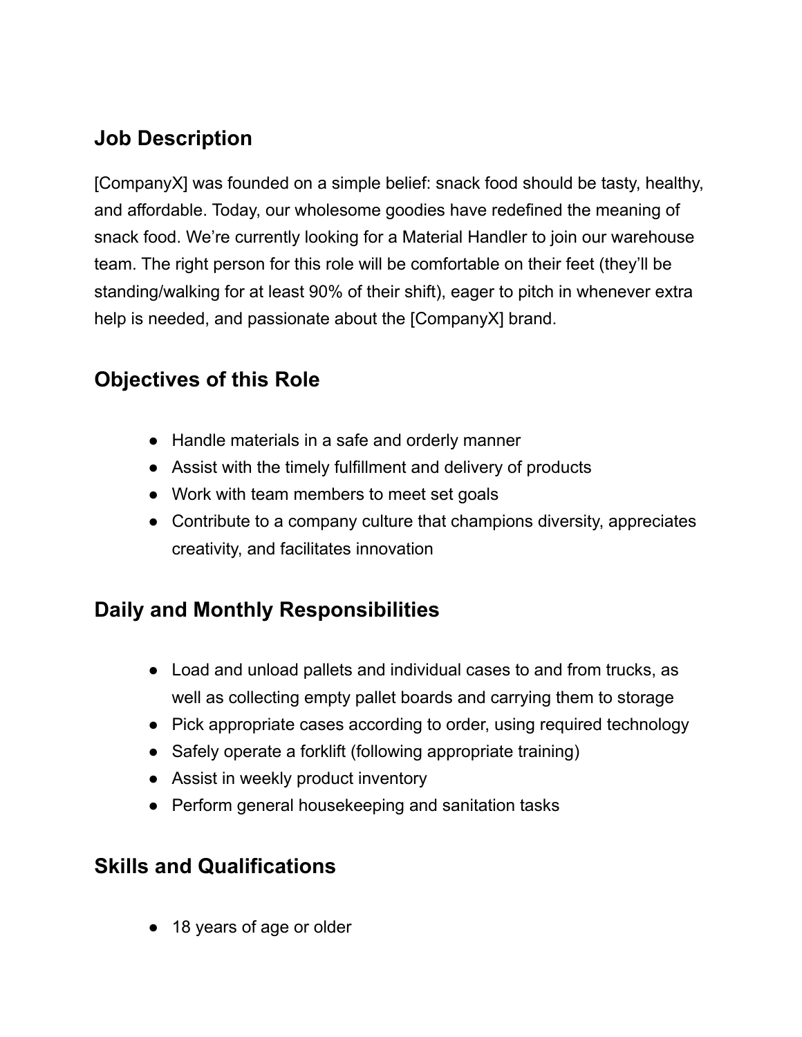## Job Description

[CompanyX] was founded on a simple belief: snack food should be tasty, healthy, and affordable. Today, our wholesome goodies have redefined the meaning of snack food. We're currently looking for a Material Handler to join our warehouse team. The right person for this role will be comfortable on their feet (they'll be standing/walking for at least 90% of their shift), eager to pitch in whenever extra help is needed, and passionate about the [CompanyX] brand.

## Objectives of this Role

- Handle materials in a safe and orderly manner
- Assist with the timely fulfillment and delivery of products
- Work with team members to meet set goals
- Contribute to a company culture that champions diversity, appreciates creativity, and facilitates innovation

## Daily and Monthly Responsibilities

- Load and unload pallets and individual cases to and from trucks, as well as collecting empty pallet boards and carrying them to storage
- Pick appropriate cases according to order, using required technology
- Safely operate a forklift (following appropriate training)
- Assist in weekly product inventory
- Perform general housekeeping and sanitation tasks

## Skills and Qualifications

- 18 years of age or older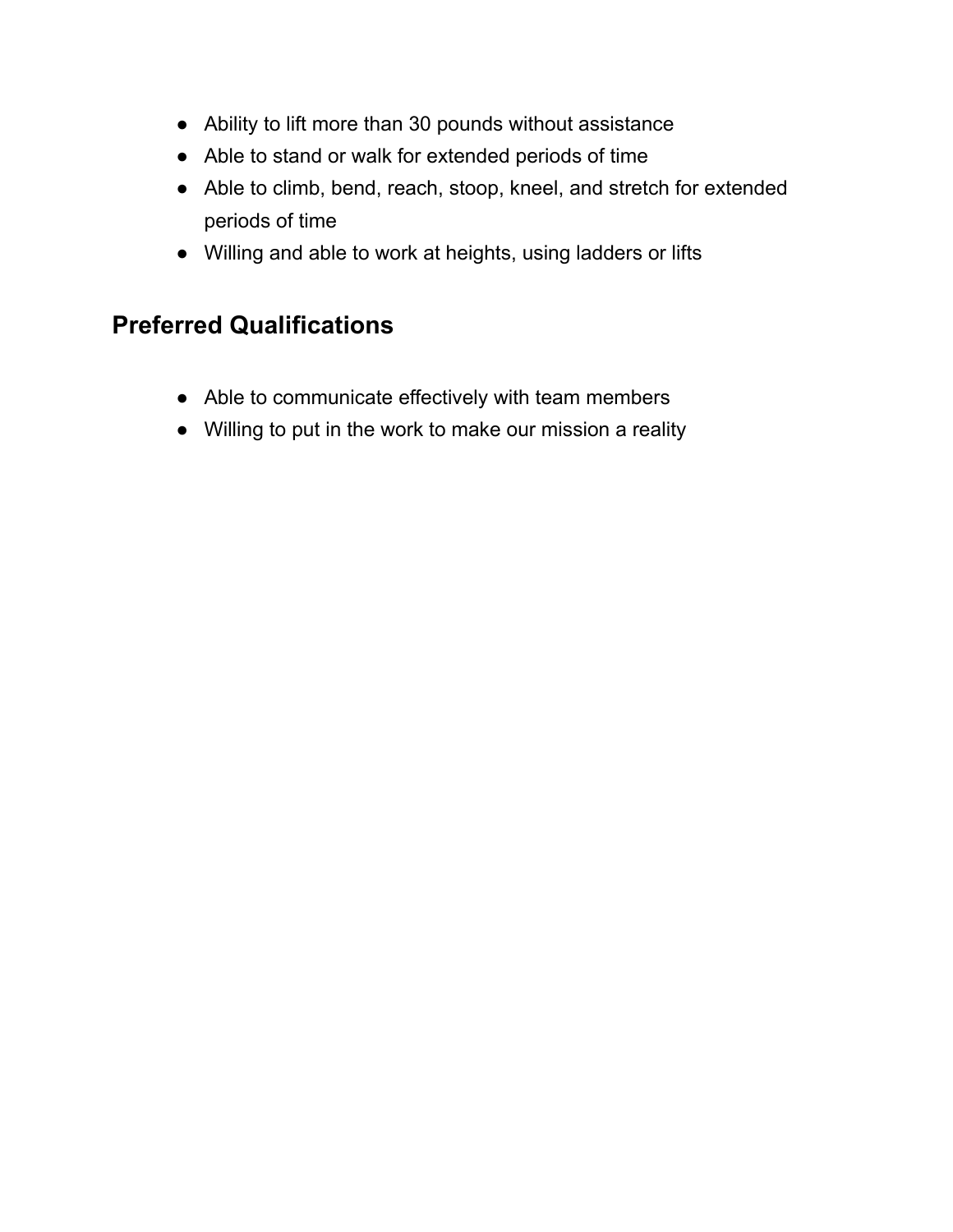- Ability to lift more than 30 pounds without assistance
- Able to stand or walk for extended periods of time
- Able to climb, bend, reach, stoop, kneel, and stretch for extended periods of time
- Willing and able to work at heights, using ladders or lifts

## Preferred Qualifications

- Able to communicate effectively with team members
- Willing to put in the work to make our mission a reality